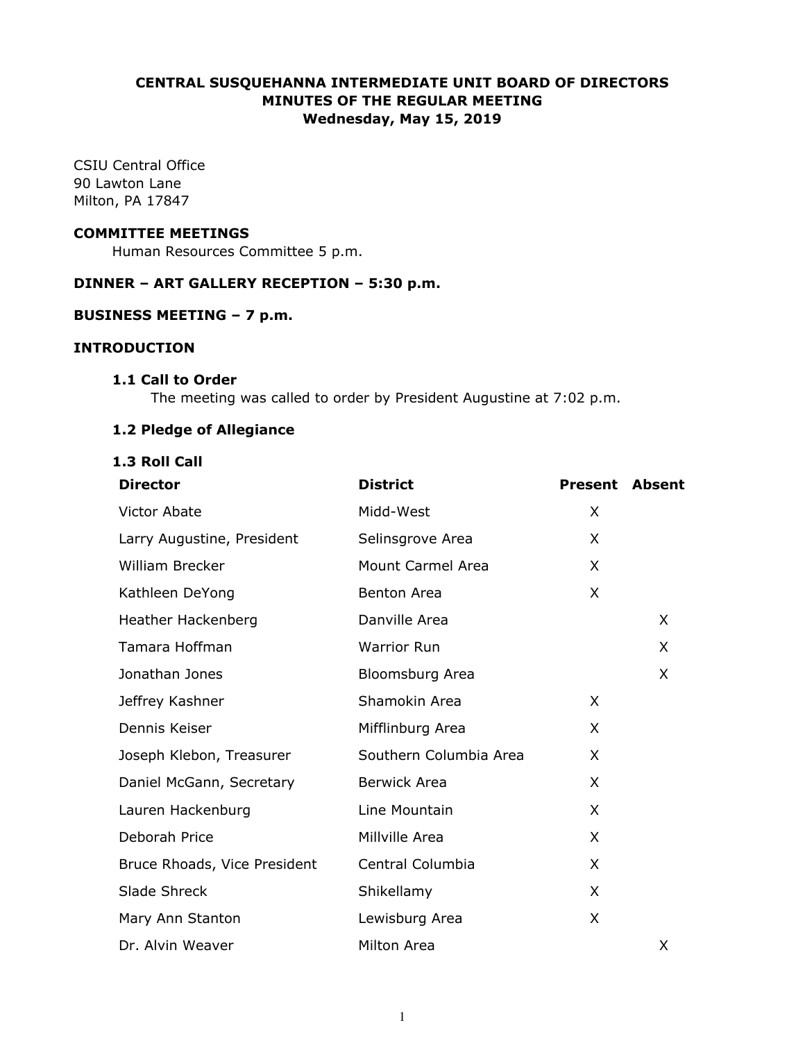**CENTRAL SUSQUEHANNA INTERMEDIATE UNIT BOARD OF DIRECTORS**
**MINUTES OF THE REGULAR MEETING**
**Wednesday, May 15, 2019**

CSIU Central Office
90 Lawton Lane
Milton, PA 17847

## COMMITTEE MEETINGS

Human Resources Committee 5 p.m.

## DINNER – ART GALLERY RECEPTION – 5:30 p.m.

## BUSINESS MEETING – 7 p.m.

## INTRODUCTION

### 1.1 Call to Order

The meeting was called to order by President Augustine at 7:02 p.m.

### 1.2 Pledge of Allegiance

### 1.3 Roll Call

| Director | District | Present | Absent |
|---|---|---|---|
| Victor Abate | Midd-West | X | |
| Larry Augustine, President | Selinsgrove Area | X | |
| William Brecker | Mount Carmel Area | X | |
| Kathleen DeYong | Benton Area | X | |
| Heather Hackenberg | Danville Area | | X |
| Tamara Hoffman | Warrior Run | | X |
| Jonathan Jones | Bloomsburg Area | | X |
| Jeffrey Kashner | Shamokin Area | X | |
| Dennis Keiser | Mifflinburg Area | X | |
| Joseph Klebon, Treasurer | Southern Columbia Area | X | |
| Daniel McGann, Secretary | Berwick Area | X | |
| Lauren Hackenburg | Line Mountain | X | |
| Deborah Price | Millville Area | X | |
| Bruce Rhoads, Vice President | Central Columbia | X | |
| Slade Shreck | Shikellamy | X | |
| Mary Ann Stanton | Lewisburg Area | X | |
| Dr. Alvin Weaver | Milton Area | | X |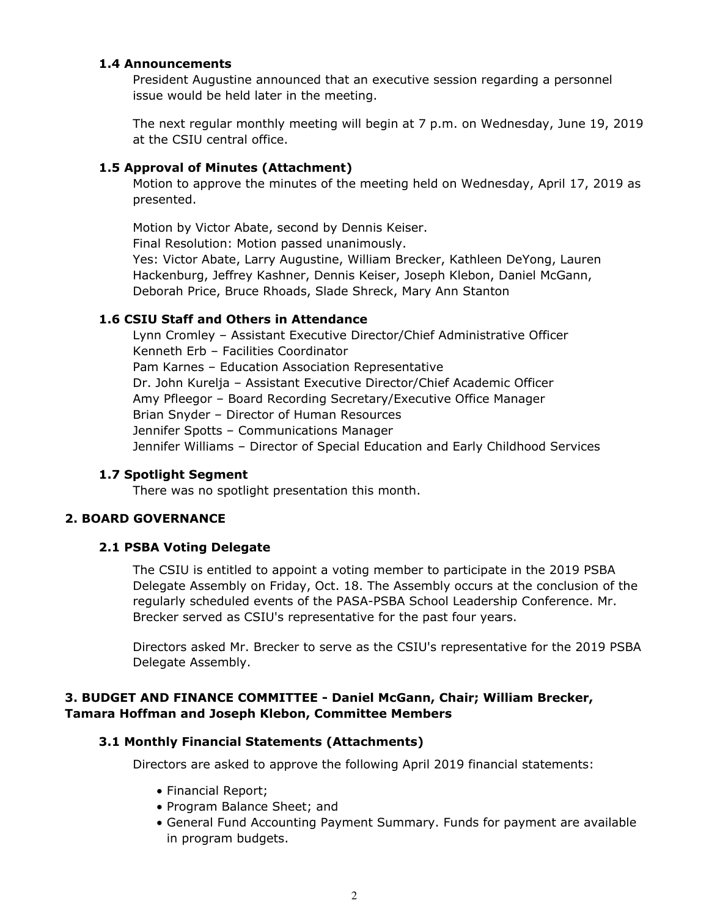### 1.4 Announcements

President Augustine announced that an executive session regarding a personnel issue would be held later in the meeting.

The next regular monthly meeting will begin at 7 p.m. on Wednesday, June 19, 2019 at the CSIU central office.

### 1.5 Approval of Minutes (Attachment)

Motion to approve the minutes of the meeting held on Wednesday, April 17, 2019 as presented.

Motion by Victor Abate, second by Dennis Keiser.
Final Resolution: Motion passed unanimously.
Yes: Victor Abate, Larry Augustine, William Brecker, Kathleen DeYong, Lauren Hackenburg, Jeffrey Kashner, Dennis Keiser, Joseph Klebon, Daniel McGann, Deborah Price, Bruce Rhoads, Slade Shreck, Mary Ann Stanton

### 1.6 CSIU Staff and Others in Attendance

Lynn Cromley – Assistant Executive Director/Chief Administrative Officer
Kenneth Erb – Facilities Coordinator
Pam Karnes – Education Association Representative
Dr. John Kurelja – Assistant Executive Director/Chief Academic Officer
Amy Pfleegor – Board Recording Secretary/Executive Office Manager
Brian Snyder – Director of Human Resources
Jennifer Spotts – Communications Manager
Jennifer Williams – Director of Special Education and Early Childhood Services

### 1.7 Spotlight Segment

There was no spotlight presentation this month.

## 2. BOARD GOVERNANCE

### 2.1 PSBA Voting Delegate

The CSIU is entitled to appoint a voting member to participate in the 2019 PSBA Delegate Assembly on Friday, Oct. 18. The Assembly occurs at the conclusion of the regularly scheduled events of the PASA-PSBA School Leadership Conference. Mr. Brecker served as CSIU's representative for the past four years.

Directors asked Mr. Brecker to serve as the CSIU's representative for the 2019 PSBA Delegate Assembly.

## 3. BUDGET AND FINANCE COMMITTEE - Daniel McGann, Chair; William Brecker, Tamara Hoffman and Joseph Klebon, Committee Members

### 3.1 Monthly Financial Statements (Attachments)

Directors are asked to approve the following April 2019 financial statements:

- Financial Report;
- Program Balance Sheet; and
- General Fund Accounting Payment Summary. Funds for payment are available in program budgets.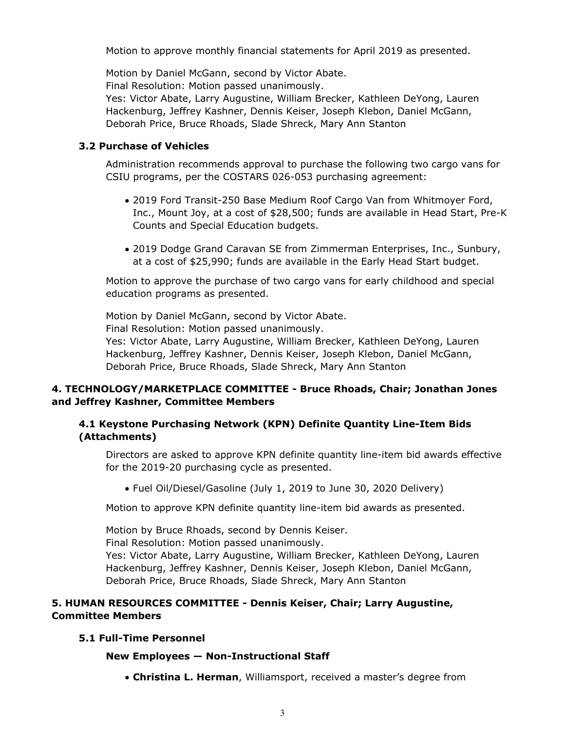Motion to approve monthly financial statements for April 2019 as presented.

Motion by Daniel McGann, second by Victor Abate.
Final Resolution: Motion passed unanimously.
Yes: Victor Abate, Larry Augustine, William Brecker, Kathleen DeYong, Lauren Hackenburg, Jeffrey Kashner, Dennis Keiser, Joseph Klebon, Daniel McGann, Deborah Price, Bruce Rhoads, Slade Shreck, Mary Ann Stanton

### 3.2 Purchase of Vehicles

Administration recommends approval to purchase the following two cargo vans for CSIU programs, per the COSTARS 026-053 purchasing agreement:

- 2019 Ford Transit-250 Base Medium Roof Cargo Van from Whitmoyer Ford, Inc., Mount Joy, at a cost of $28,500; funds are available in Head Start, Pre-K Counts and Special Education budgets.
- 2019 Dodge Grand Caravan SE from Zimmerman Enterprises, Inc., Sunbury, at a cost of $25,990; funds are available in the Early Head Start budget.

Motion to approve the purchase of two cargo vans for early childhood and special education programs as presented.

Motion by Daniel McGann, second by Victor Abate.
Final Resolution: Motion passed unanimously.
Yes: Victor Abate, Larry Augustine, William Brecker, Kathleen DeYong, Lauren Hackenburg, Jeffrey Kashner, Dennis Keiser, Joseph Klebon, Daniel McGann, Deborah Price, Bruce Rhoads, Slade Shreck, Mary Ann Stanton

## 4. TECHNOLOGY/MARKETPLACE COMMITTEE - Bruce Rhoads, Chair; Jonathan Jones and Jeffrey Kashner, Committee Members

### 4.1 Keystone Purchasing Network (KPN) Definite Quantity Line-Item Bids (Attachments)

Directors are asked to approve KPN definite quantity line-item bid awards effective for the 2019-20 purchasing cycle as presented.

- Fuel Oil/Diesel/Gasoline (July 1, 2019 to June 30, 2020 Delivery)

Motion to approve KPN definite quantity line-item bid awards as presented.

Motion by Bruce Rhoads, second by Dennis Keiser.
Final Resolution: Motion passed unanimously.
Yes: Victor Abate, Larry Augustine, William Brecker, Kathleen DeYong, Lauren Hackenburg, Jeffrey Kashner, Dennis Keiser, Joseph Klebon, Daniel McGann, Deborah Price, Bruce Rhoads, Slade Shreck, Mary Ann Stanton

## 5. HUMAN RESOURCES COMMITTEE - Dennis Keiser, Chair; Larry Augustine, Committee Members

### 5.1 Full-Time Personnel

#### New Employees — Non-Instructional Staff

- **Christina L. Herman**, Williamsport, received a master's degree from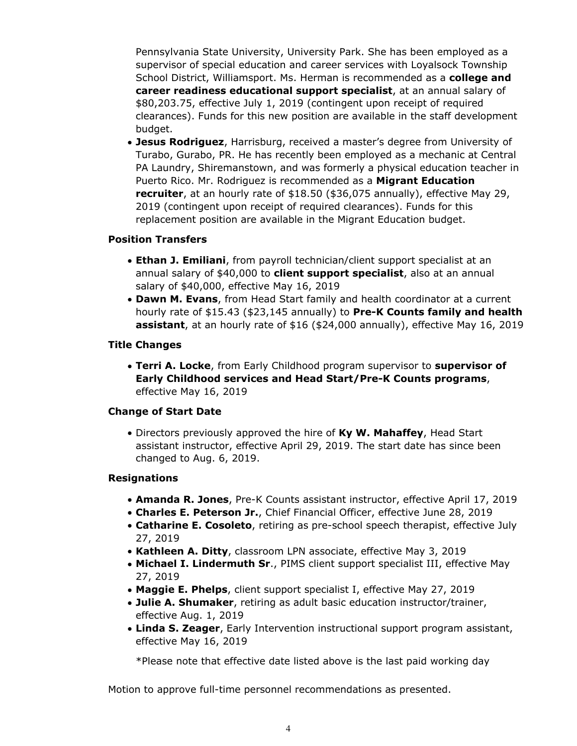Pennsylvania State University, University Park. She has been employed as a supervisor of special education and career services with Loyalsock Township School District, Williamsport. Ms. Herman is recommended as a **college and career readiness educational support specialist**, at an annual salary of $80,203.75, effective July 1, 2019 (contingent upon receipt of required clearances). Funds for this new position are available in the staff development budget.

- **Jesus Rodriguez**, Harrisburg, received a master's degree from University of Turabo, Gurabo, PR. He has recently been employed as a mechanic at Central PA Laundry, Shiremanstown, and was formerly a physical education teacher in Puerto Rico. Mr. Rodriguez is recommended as a **Migrant Education recruiter**, at an hourly rate of $18.50 ($36,075 annually), effective May 29, 2019 (contingent upon receipt of required clearances). Funds for this replacement position are available in the Migrant Education budget.

**Position Transfers**

- **Ethan J. Emiliani**, from payroll technician/client support specialist at an annual salary of $40,000 to **client support specialist**, also at an annual salary of $40,000, effective May 16, 2019
- **Dawn M. Evans**, from Head Start family and health coordinator at a current hourly rate of $15.43 ($23,145 annually) to **Pre-K Counts family and health assistant**, at an hourly rate of $16 ($24,000 annually), effective May 16, 2019

**Title Changes**

- **Terri A. Locke**, from Early Childhood program supervisor to **supervisor of Early Childhood services and Head Start/Pre-K Counts programs**, effective May 16, 2019

**Change of Start Date**

- Directors previously approved the hire of **Ky W. Mahaffey**, Head Start assistant instructor, effective April 29, 2019. The start date has since been changed to Aug. 6, 2019.

**Resignations**

- **Amanda R. Jones**, Pre-K Counts assistant instructor, effective April 17, 2019
- **Charles E. Peterson Jr.**, Chief Financial Officer, effective June 28, 2019
- **Catharine E. Cosoleto**, retiring as pre-school speech therapist, effective July 27, 2019
- **Kathleen A. Ditty**, classroom LPN associate, effective May 3, 2019
- **Michael I. Lindermuth Sr**., PIMS client support specialist III, effective May 27, 2019
- **Maggie E. Phelps**, client support specialist I, effective May 27, 2019
- **Julie A. Shumaker**, retiring as adult basic education instructor/trainer, effective Aug. 1, 2019
- **Linda S. Zeager**, Early Intervention instructional support program assistant, effective May 16, 2019

*Please note that effective date listed above is the last paid working day

Motion to approve full-time personnel recommendations as presented.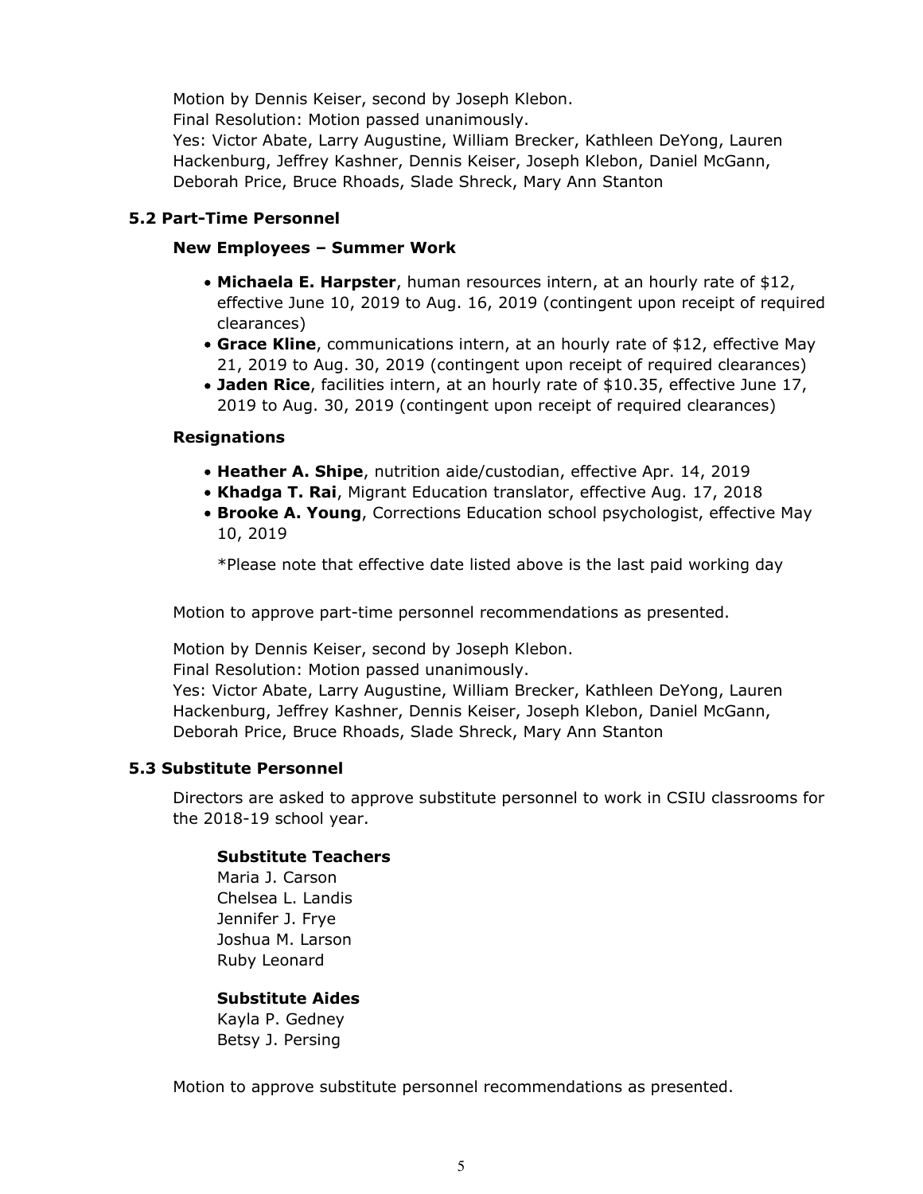Motion by Dennis Keiser, second by Joseph Klebon.
Final Resolution: Motion passed unanimously.
Yes: Victor Abate, Larry Augustine, William Brecker, Kathleen DeYong, Lauren Hackenburg, Jeffrey Kashner, Dennis Keiser, Joseph Klebon, Daniel McGann, Deborah Price, Bruce Rhoads, Slade Shreck, Mary Ann Stanton

### 5.2 Part-Time Personnel

#### New Employees – Summer Work

- **Michaela E. Harpster**, human resources intern, at an hourly rate of $12, effective June 10, 2019 to Aug. 16, 2019 (contingent upon receipt of required clearances)
- **Grace Kline**, communications intern, at an hourly rate of $12, effective May 21, 2019 to Aug. 30, 2019 (contingent upon receipt of required clearances)
- **Jaden Rice**, facilities intern, at an hourly rate of $10.35, effective June 17, 2019 to Aug. 30, 2019 (contingent upon receipt of required clearances)

#### Resignations

- **Heather A. Shipe**, nutrition aide/custodian, effective Apr. 14, 2019
- **Khadga T. Rai**, Migrant Education translator, effective Aug. 17, 2018
- **Brooke A. Young**, Corrections Education school psychologist, effective May 10, 2019

  *Please note that effective date listed above is the last paid working day

Motion to approve part-time personnel recommendations as presented.

Motion by Dennis Keiser, second by Joseph Klebon.
Final Resolution: Motion passed unanimously.
Yes: Victor Abate, Larry Augustine, William Brecker, Kathleen DeYong, Lauren Hackenburg, Jeffrey Kashner, Dennis Keiser, Joseph Klebon, Daniel McGann, Deborah Price, Bruce Rhoads, Slade Shreck, Mary Ann Stanton

### 5.3 Substitute Personnel

Directors are asked to approve substitute personnel to work in CSIU classrooms for the 2018-19 school year.

**Substitute Teachers**
Maria J. Carson
Chelsea L. Landis
Jennifer J. Frye
Joshua M. Larson
Ruby Leonard

**Substitute Aides**
Kayla P. Gedney
Betsy J. Persing

Motion to approve substitute personnel recommendations as presented.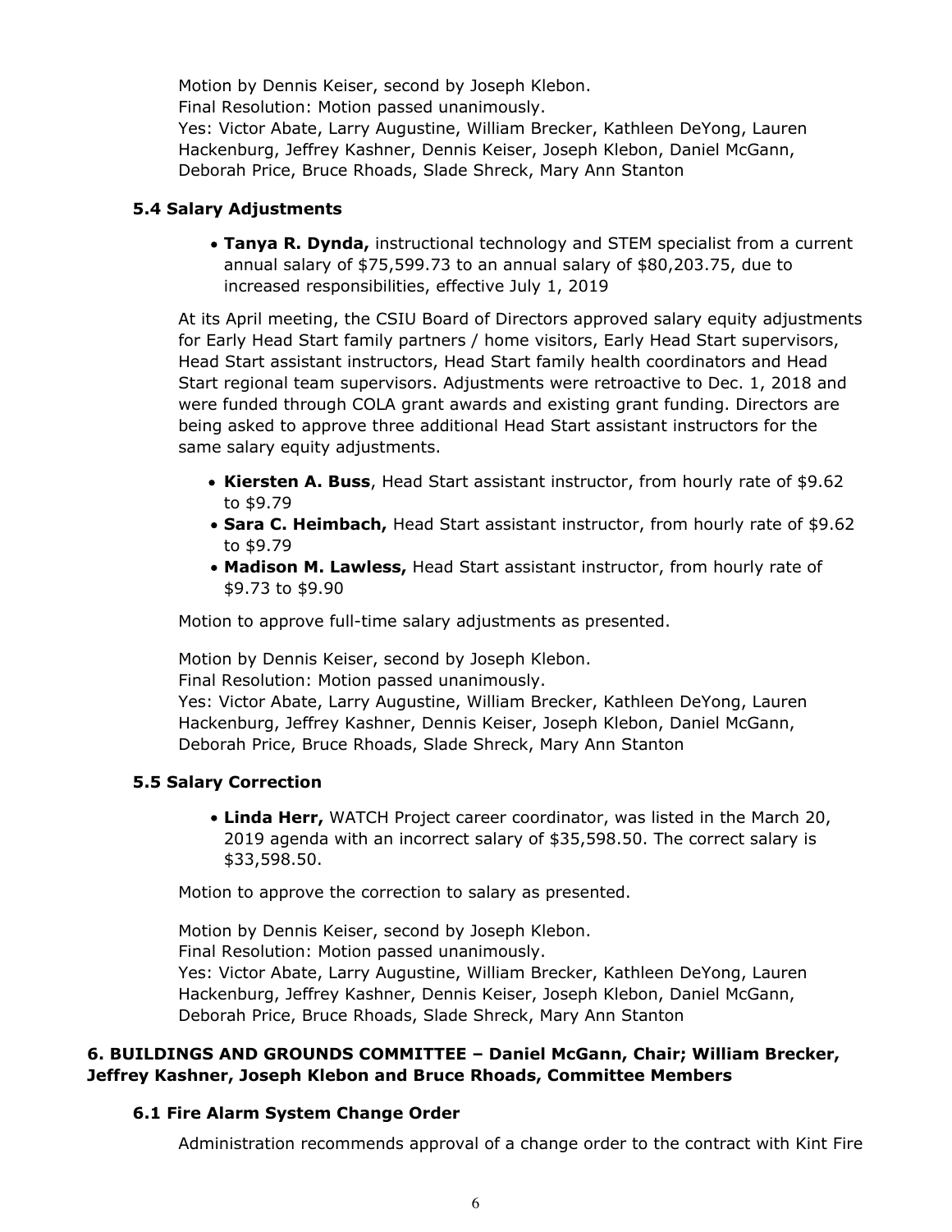Motion by Dennis Keiser, second by Joseph Klebon.
Final Resolution: Motion passed unanimously.
Yes: Victor Abate, Larry Augustine, William Brecker, Kathleen DeYong, Lauren Hackenburg, Jeffrey Kashner, Dennis Keiser, Joseph Klebon, Daniel McGann, Deborah Price, Bruce Rhoads, Slade Shreck, Mary Ann Stanton

### 5.4 Salary Adjustments

- **Tanya R. Dynda,** instructional technology and STEM specialist from a current annual salary of $75,599.73 to an annual salary of $80,203.75, due to increased responsibilities, effective July 1, 2019

At its April meeting, the CSIU Board of Directors approved salary equity adjustments for Early Head Start family partners / home visitors, Early Head Start supervisors, Head Start assistant instructors, Head Start family health coordinators and Head Start regional team supervisors. Adjustments were retroactive to Dec. 1, 2018 and were funded through COLA grant awards and existing grant funding. Directors are being asked to approve three additional Head Start assistant instructors for the same salary equity adjustments.

- **Kiersten A. Buss**, Head Start assistant instructor, from hourly rate of $9.62 to $9.79
- **Sara C. Heimbach,** Head Start assistant instructor, from hourly rate of $9.62 to $9.79
- **Madison M. Lawless,** Head Start assistant instructor, from hourly rate of $9.73 to $9.90

Motion to approve full-time salary adjustments as presented.

Motion by Dennis Keiser, second by Joseph Klebon.
Final Resolution: Motion passed unanimously.
Yes: Victor Abate, Larry Augustine, William Brecker, Kathleen DeYong, Lauren Hackenburg, Jeffrey Kashner, Dennis Keiser, Joseph Klebon, Daniel McGann, Deborah Price, Bruce Rhoads, Slade Shreck, Mary Ann Stanton

### 5.5 Salary Correction

- **Linda Herr,** WATCH Project career coordinator, was listed in the March 20, 2019 agenda with an incorrect salary of $35,598.50. The correct salary is $33,598.50.

Motion to approve the correction to salary as presented.

Motion by Dennis Keiser, second by Joseph Klebon.
Final Resolution: Motion passed unanimously.
Yes: Victor Abate, Larry Augustine, William Brecker, Kathleen DeYong, Lauren Hackenburg, Jeffrey Kashner, Dennis Keiser, Joseph Klebon, Daniel McGann, Deborah Price, Bruce Rhoads, Slade Shreck, Mary Ann Stanton

## 6. BUILDINGS AND GROUNDS COMMITTEE – Daniel McGann, Chair; William Brecker, Jeffrey Kashner, Joseph Klebon and Bruce Rhoads, Committee Members

### 6.1 Fire Alarm System Change Order

Administration recommends approval of a change order to the contract with Kint Fire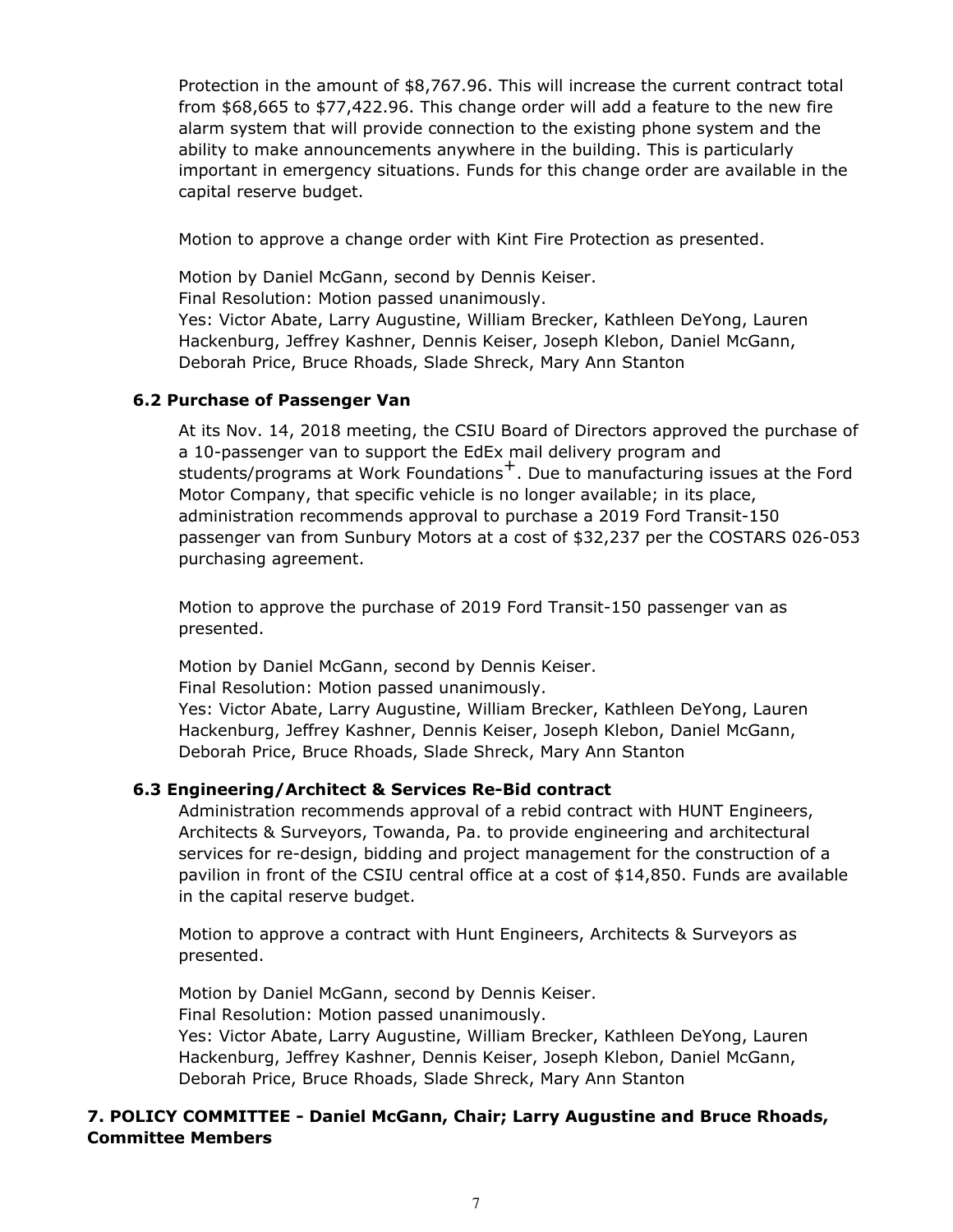Protection in the amount of $8,767.96. This will increase the current contract total from $68,665 to $77,422.96. This change order will add a feature to the new fire alarm system that will provide connection to the existing phone system and the ability to make announcements anywhere in the building. This is particularly important in emergency situations. Funds for this change order are available in the capital reserve budget.

Motion to approve a change order with Kint Fire Protection as presented.

Motion by Daniel McGann, second by Dennis Keiser.
Final Resolution: Motion passed unanimously.
Yes: Victor Abate, Larry Augustine, William Brecker, Kathleen DeYong, Lauren Hackenburg, Jeffrey Kashner, Dennis Keiser, Joseph Klebon, Daniel McGann, Deborah Price, Bruce Rhoads, Slade Shreck, Mary Ann Stanton

### 6.2 Purchase of Passenger Van

At its Nov. 14, 2018 meeting, the CSIU Board of Directors approved the purchase of a 10-passenger van to support the EdEx mail delivery program and students/programs at Work Foundations+. Due to manufacturing issues at the Ford Motor Company, that specific vehicle is no longer available; in its place, administration recommends approval to purchase a 2019 Ford Transit-150 passenger van from Sunbury Motors at a cost of $32,237 per the COSTARS 026-053 purchasing agreement.

Motion to approve the purchase of 2019 Ford Transit-150 passenger van as presented.

Motion by Daniel McGann, second by Dennis Keiser.
Final Resolution: Motion passed unanimously.
Yes: Victor Abate, Larry Augustine, William Brecker, Kathleen DeYong, Lauren Hackenburg, Jeffrey Kashner, Dennis Keiser, Joseph Klebon, Daniel McGann, Deborah Price, Bruce Rhoads, Slade Shreck, Mary Ann Stanton

### 6.3 Engineering/Architect & Services Re-Bid contract

Administration recommends approval of a rebid contract with HUNT Engineers, Architects & Surveyors, Towanda, Pa. to provide engineering and architectural services for re-design, bidding and project management for the construction of a pavilion in front of the CSIU central office at a cost of $14,850. Funds are available in the capital reserve budget.

Motion to approve a contract with Hunt Engineers, Architects & Surveyors as presented.

Motion by Daniel McGann, second by Dennis Keiser.
Final Resolution: Motion passed unanimously.
Yes: Victor Abate, Larry Augustine, William Brecker, Kathleen DeYong, Lauren Hackenburg, Jeffrey Kashner, Dennis Keiser, Joseph Klebon, Daniel McGann, Deborah Price, Bruce Rhoads, Slade Shreck, Mary Ann Stanton

## 7. POLICY COMMITTEE - Daniel McGann, Chair; Larry Augustine and Bruce Rhoads, Committee Members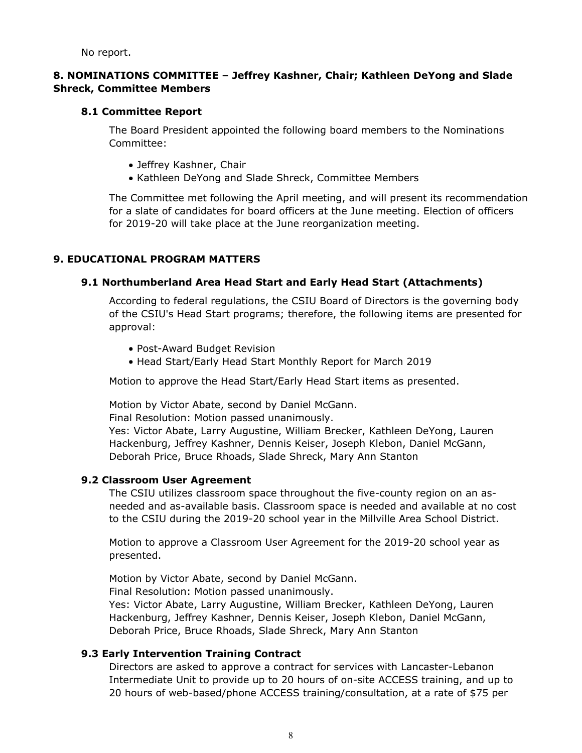No report.

## 8. NOMINATIONS COMMITTEE – Jeffrey Kashner, Chair; Kathleen DeYong and Slade Shreck, Committee Members

### 8.1 Committee Report

The Board President appointed the following board members to the Nominations Committee:

- Jeffrey Kashner, Chair
- Kathleen DeYong and Slade Shreck, Committee Members

The Committee met following the April meeting, and will present its recommendation for a slate of candidates for board officers at the June meeting. Election of officers for 2019-20 will take place at the June reorganization meeting.

## 9. EDUCATIONAL PROGRAM MATTERS

### 9.1 Northumberland Area Head Start and Early Head Start (Attachments)

According to federal regulations, the CSIU Board of Directors is the governing body of the CSIU's Head Start programs; therefore, the following items are presented for approval:

- Post-Award Budget Revision
- Head Start/Early Head Start Monthly Report for March 2019

Motion to approve the Head Start/Early Head Start items as presented.

Motion by Victor Abate, second by Daniel McGann.
Final Resolution: Motion passed unanimously.
Yes: Victor Abate, Larry Augustine, William Brecker, Kathleen DeYong, Lauren Hackenburg, Jeffrey Kashner, Dennis Keiser, Joseph Klebon, Daniel McGann, Deborah Price, Bruce Rhoads, Slade Shreck, Mary Ann Stanton

### 9.2 Classroom User Agreement

The CSIU utilizes classroom space throughout the five-county region on an as-needed and as-available basis. Classroom space is needed and available at no cost to the CSIU during the 2019-20 school year in the Millville Area School District.

Motion to approve a Classroom User Agreement for the 2019-20 school year as presented.

Motion by Victor Abate, second by Daniel McGann.
Final Resolution: Motion passed unanimously.
Yes: Victor Abate, Larry Augustine, William Brecker, Kathleen DeYong, Lauren Hackenburg, Jeffrey Kashner, Dennis Keiser, Joseph Klebon, Daniel McGann, Deborah Price, Bruce Rhoads, Slade Shreck, Mary Ann Stanton

### 9.3 Early Intervention Training Contract

Directors are asked to approve a contract for services with Lancaster-Lebanon Intermediate Unit to provide up to 20 hours of on-site ACCESS training, and up to 20 hours of web-based/phone ACCESS training/consultation, at a rate of $75 per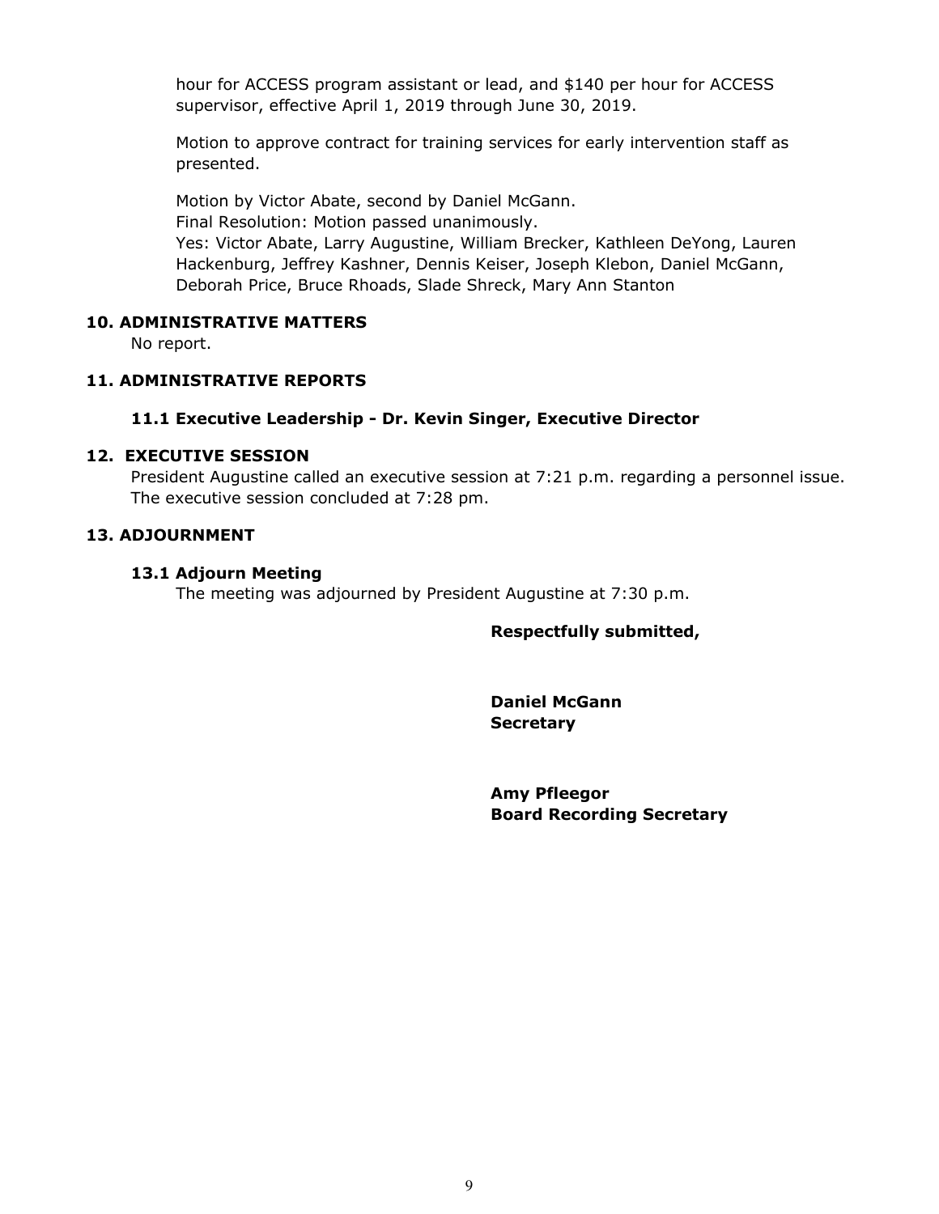hour for ACCESS program assistant or lead, and $140 per hour for ACCESS supervisor, effective April 1, 2019 through June 30, 2019.

Motion to approve contract for training services for early intervention staff as presented.

Motion by Victor Abate, second by Daniel McGann.
Final Resolution: Motion passed unanimously.
Yes: Victor Abate, Larry Augustine, William Brecker, Kathleen DeYong, Lauren Hackenburg, Jeffrey Kashner, Dennis Keiser, Joseph Klebon, Daniel McGann, Deborah Price, Bruce Rhoads, Slade Shreck, Mary Ann Stanton

## 10. ADMINISTRATIVE MATTERS

No report.

## 11. ADMINISTRATIVE REPORTS

### 11.1 Executive Leadership - Dr. Kevin Singer, Executive Director

## 12. EXECUTIVE SESSION

President Augustine called an executive session at 7:21 p.m. regarding a personnel issue. The executive session concluded at 7:28 pm.

## 13. ADJOURNMENT

### 13.1 Adjourn Meeting

The meeting was adjourned by President Augustine at 7:30 p.m.

**Respectfully submitted,**

**Daniel McGann**
**Secretary**

**Amy Pfleegor**
**Board Recording Secretary**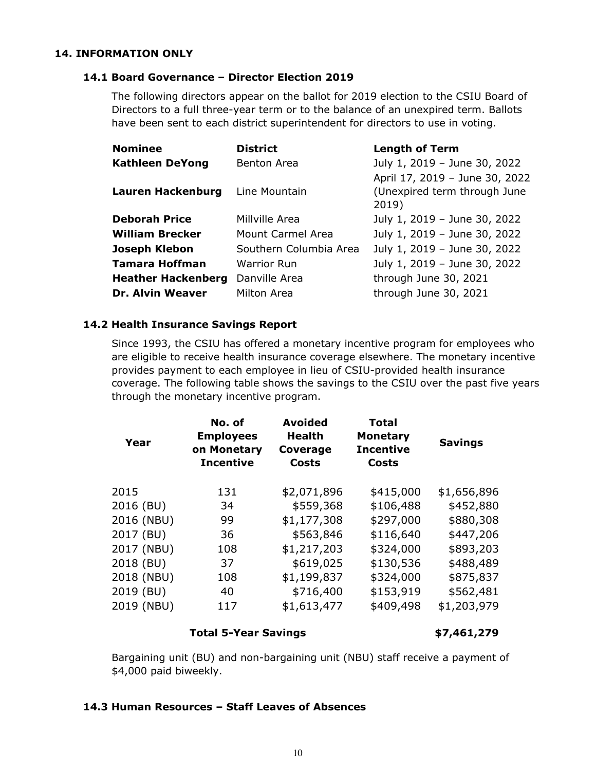## 14. INFORMATION ONLY

### 14.1 Board Governance – Director Election 2019

The following directors appear on the ballot for 2019 election to the CSIU Board of Directors to a full three-year term or to the balance of an unexpired term. Ballots have been sent to each district superintendent for directors to use in voting.

| Nominee | District | Length of Term |
|---|---|---|
| **Kathleen DeYong** | Benton Area | July 1, 2019 – June 30, 2022 |
| **Lauren Hackenburg** | Line Mountain | April 17, 2019 – June 30, 2022 (Unexpired term through June 2019) |
| **Deborah Price** | Millville Area | July 1, 2019 – June 30, 2022 |
| **William Brecker** | Mount Carmel Area | July 1, 2019 – June 30, 2022 |
| **Joseph Klebon** | Southern Columbia Area | July 1, 2019 – June 30, 2022 |
| **Tamara Hoffman** | Warrior Run | July 1, 2019 – June 30, 2022 |
| **Heather Hackenberg** | Danville Area | through June 30, 2021 |
| **Dr. Alvin Weaver** | Milton Area | through June 30, 2021 |

### 14.2 Health Insurance Savings Report

Since 1993, the CSIU has offered a monetary incentive program for employees who are eligible to receive health insurance coverage elsewhere. The monetary incentive provides payment to each employee in lieu of CSIU-provided health insurance coverage. The following table shows the savings to the CSIU over the past five years through the monetary incentive program.

| Year | No. of Employees on Monetary Incentive | Avoided Health Coverage Costs | Total Monetary Incentive Costs | Savings |
|---|---|---|---|---|
| 2015 | 131 | $2,071,896 | $415,000 | $1,656,896 |
| 2016 (BU) | 34 | $559,368 | $106,488 | $452,880 |
| 2016 (NBU) | 99 | $1,177,308 | $297,000 | $880,308 |
| 2017 (BU) | 36 | $563,846 | $116,640 | $447,206 |
| 2017 (NBU) | 108 | $1,217,203 | $324,000 | $893,203 |
| 2018 (BU) | 37 | $619,025 | $130,536 | $488,489 |
| 2018 (NBU) | 108 | $1,199,837 | $324,000 | $875,837 |
| 2019 (BU) | 40 | $716,400 | $153,919 | $562,481 |
| 2019 (NBU) | 117 | $1,613,477 | $409,498 | $1,203,979 |
| | **Total 5-Year Savings** | | | **$7,461,279** |

Bargaining unit (BU) and non-bargaining unit (NBU) staff receive a payment of $4,000 paid biweekly.

### 14.3 Human Resources – Staff Leaves of Absences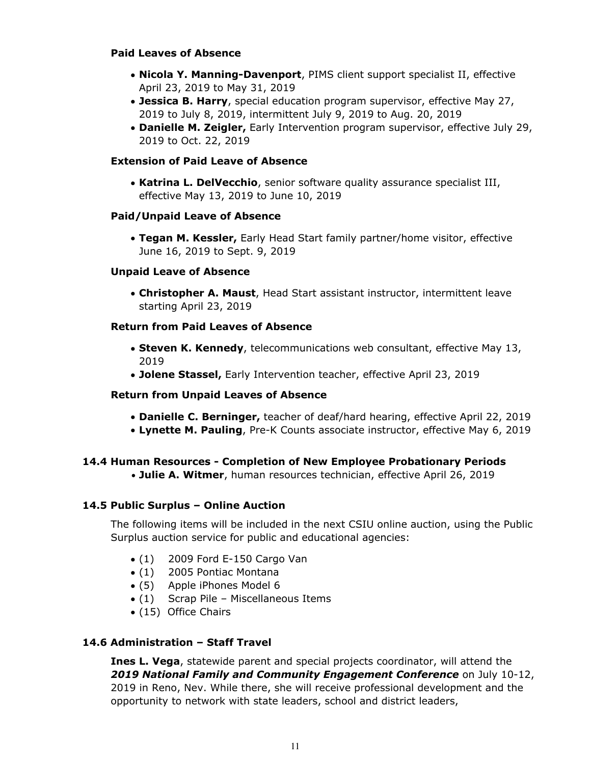**Paid Leaves of Absence**

- **Nicola Y. Manning-Davenport**, PIMS client support specialist II, effective April 23, 2019 to May 31, 2019
- **Jessica B. Harry**, special education program supervisor, effective May 27, 2019 to July 8, 2019, intermittent July 9, 2019 to Aug. 20, 2019
- **Danielle M. Zeigler,** Early Intervention program supervisor, effective July 29, 2019 to Oct. 22, 2019

**Extension of Paid Leave of Absence**

- **Katrina L. DelVecchio**, senior software quality assurance specialist III, effective May 13, 2019 to June 10, 2019

**Paid/Unpaid Leave of Absence**

- **Tegan M. Kessler,** Early Head Start family partner/home visitor, effective June 16, 2019 to Sept. 9, 2019

**Unpaid Leave of Absence**

- **Christopher A. Maust**, Head Start assistant instructor, intermittent leave starting April 23, 2019

**Return from Paid Leaves of Absence**

- **Steven K. Kennedy**, telecommunications web consultant, effective May 13, 2019
- **Jolene Stassel,** Early Intervention teacher, effective April 23, 2019

**Return from Unpaid Leaves of Absence**

- **Danielle C. Berninger,** teacher of deaf/hard hearing, effective April 22, 2019
- **Lynette M. Pauling**, Pre-K Counts associate instructor, effective May 6, 2019

### 14.4 Human Resources - Completion of New Employee Probationary Periods

- **Julie A. Witmer**, human resources technician, effective April 26, 2019

### 14.5 Public Surplus – Online Auction

The following items will be included in the next CSIU online auction, using the Public Surplus auction service for public and educational agencies:

- (1) 2009 Ford E-150 Cargo Van
- (1) 2005 Pontiac Montana
- (5) Apple iPhones Model 6
- (1) Scrap Pile – Miscellaneous Items
- (15) Office Chairs

### 14.6 Administration – Staff Travel

**Ines L. Vega**, statewide parent and special projects coordinator, will attend the ***2019 National Family and Community Engagement Conference*** on July 10-12, 2019 in Reno, Nev. While there, she will receive professional development and the opportunity to network with state leaders, school and district leaders,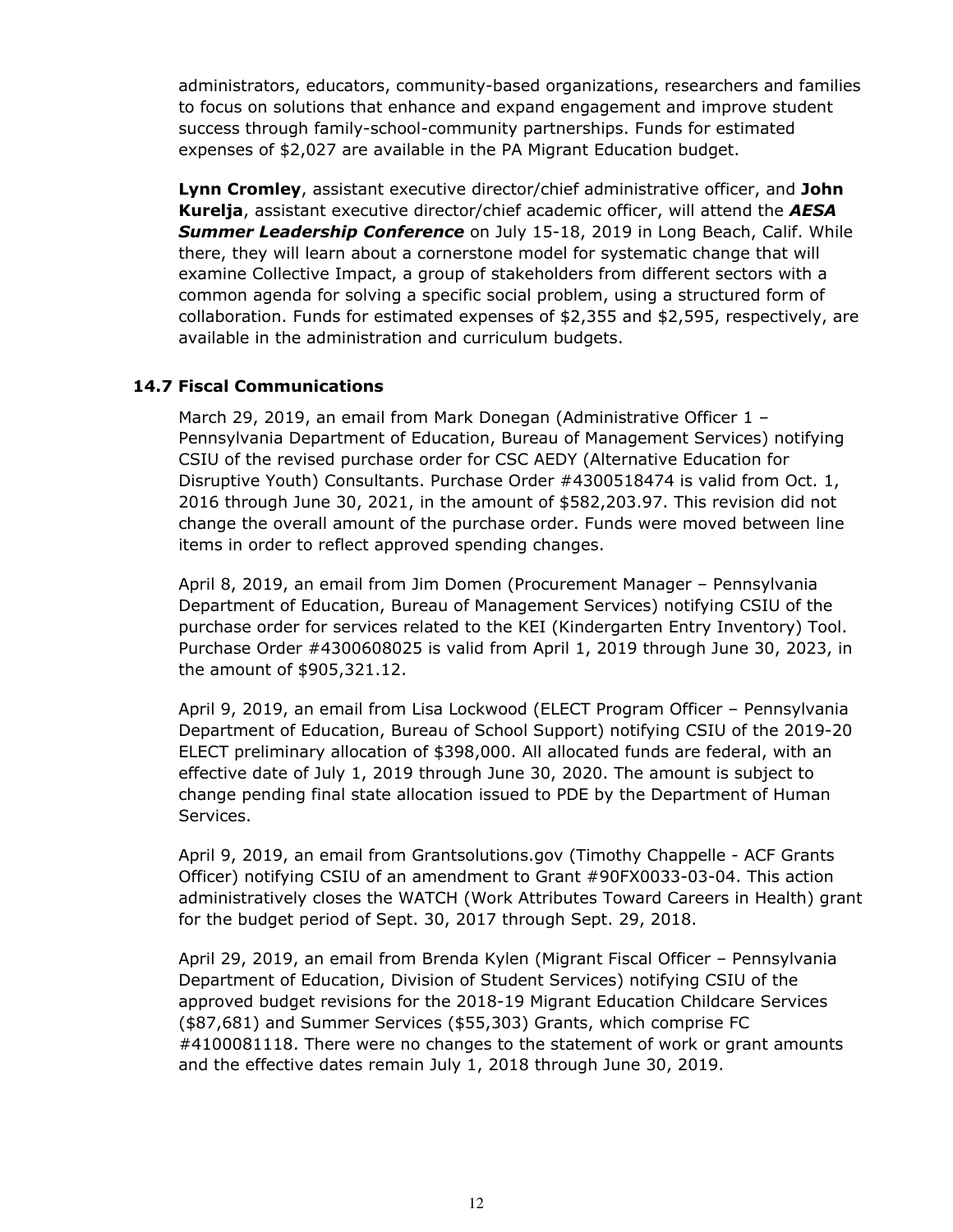administrators, educators, community-based organizations, researchers and families to focus on solutions that enhance and expand engagement and improve student success through family-school-community partnerships. Funds for estimated expenses of $2,027 are available in the PA Migrant Education budget.

**Lynn Cromley**, assistant executive director/chief administrative officer, and **John Kurelja**, assistant executive director/chief academic officer, will attend the ***AESA Summer Leadership Conference*** on July 15-18, 2019 in Long Beach, Calif. While there, they will learn about a cornerstone model for systematic change that will examine Collective Impact, a group of stakeholders from different sectors with a common agenda for solving a specific social problem, using a structured form of collaboration. Funds for estimated expenses of $2,355 and $2,595, respectively, are available in the administration and curriculum budgets.

### 14.7 Fiscal Communications

March 29, 2019, an email from Mark Donegan (Administrative Officer 1 – Pennsylvania Department of Education, Bureau of Management Services) notifying CSIU of the revised purchase order for CSC AEDY (Alternative Education for Disruptive Youth) Consultants. Purchase Order #4300518474 is valid from Oct. 1, 2016 through June 30, 2021, in the amount of $582,203.97. This revision did not change the overall amount of the purchase order. Funds were moved between line items in order to reflect approved spending changes.

April 8, 2019, an email from Jim Domen (Procurement Manager – Pennsylvania Department of Education, Bureau of Management Services) notifying CSIU of the purchase order for services related to the KEI (Kindergarten Entry Inventory) Tool. Purchase Order #4300608025 is valid from April 1, 2019 through June 30, 2023, in the amount of $905,321.12.

April 9, 2019, an email from Lisa Lockwood (ELECT Program Officer – Pennsylvania Department of Education, Bureau of School Support) notifying CSIU of the 2019-20 ELECT preliminary allocation of $398,000. All allocated funds are federal, with an effective date of July 1, 2019 through June 30, 2020. The amount is subject to change pending final state allocation issued to PDE by the Department of Human Services.

April 9, 2019, an email from Grantsolutions.gov (Timothy Chappelle - ACF Grants Officer) notifying CSIU of an amendment to Grant #90FX0033-03-04. This action administratively closes the WATCH (Work Attributes Toward Careers in Health) grant for the budget period of Sept. 30, 2017 through Sept. 29, 2018.

April 29, 2019, an email from Brenda Kylen (Migrant Fiscal Officer – Pennsylvania Department of Education, Division of Student Services) notifying CSIU of the approved budget revisions for the 2018-19 Migrant Education Childcare Services ($87,681) and Summer Services ($55,303) Grants, which comprise FC #4100081118. There were no changes to the statement of work or grant amounts and the effective dates remain July 1, 2018 through June 30, 2019.